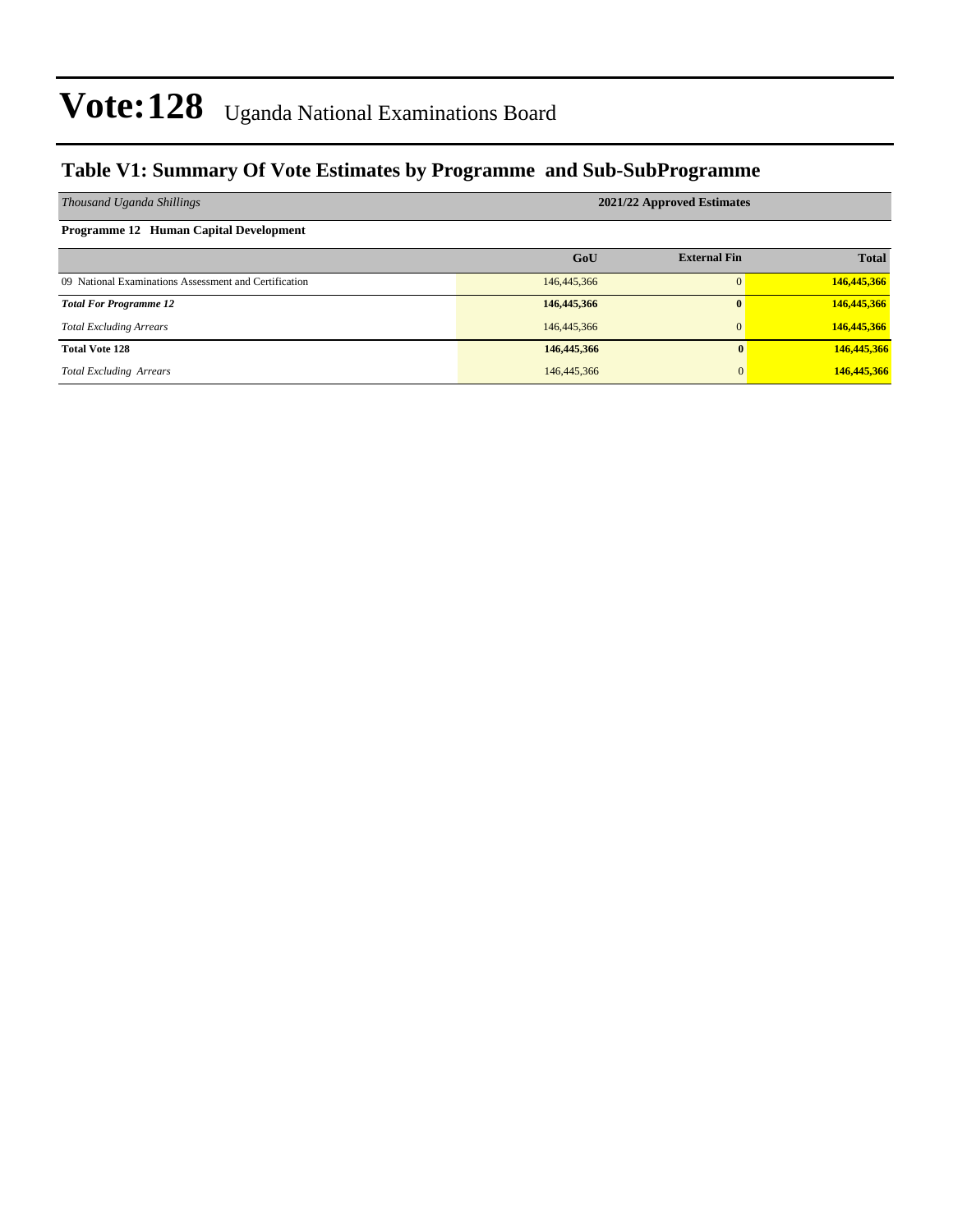# Vote:128 Uganda National Examinations Board

## Table V1: Summary Of Vote Estimates by Programme and Sub-SubProgramme

| *Thousand Uganda Shillings* | 2021/22 Approved Estimates | | |
|---|---|---|---|
| **Programme 12 Human Capital Development** | | | |
| | **GoU** | **External Fin** | **Total** |
| 09 National Examinations Assessment and Certification | 146,445,366 | 0 | **146,445,366** |
| ***Total For Programme 12*** | **146,445,366** | **0** | **146,445,366** |
| *Total Excluding Arrears* | 146,445,366 | 0 | **146,445,366** |
| **Total Vote 128** | **146,445,366** | **0** | **146,445,366** |
| *Total Excluding Arrears* | 146,445,366 | 0 | **146,445,366** |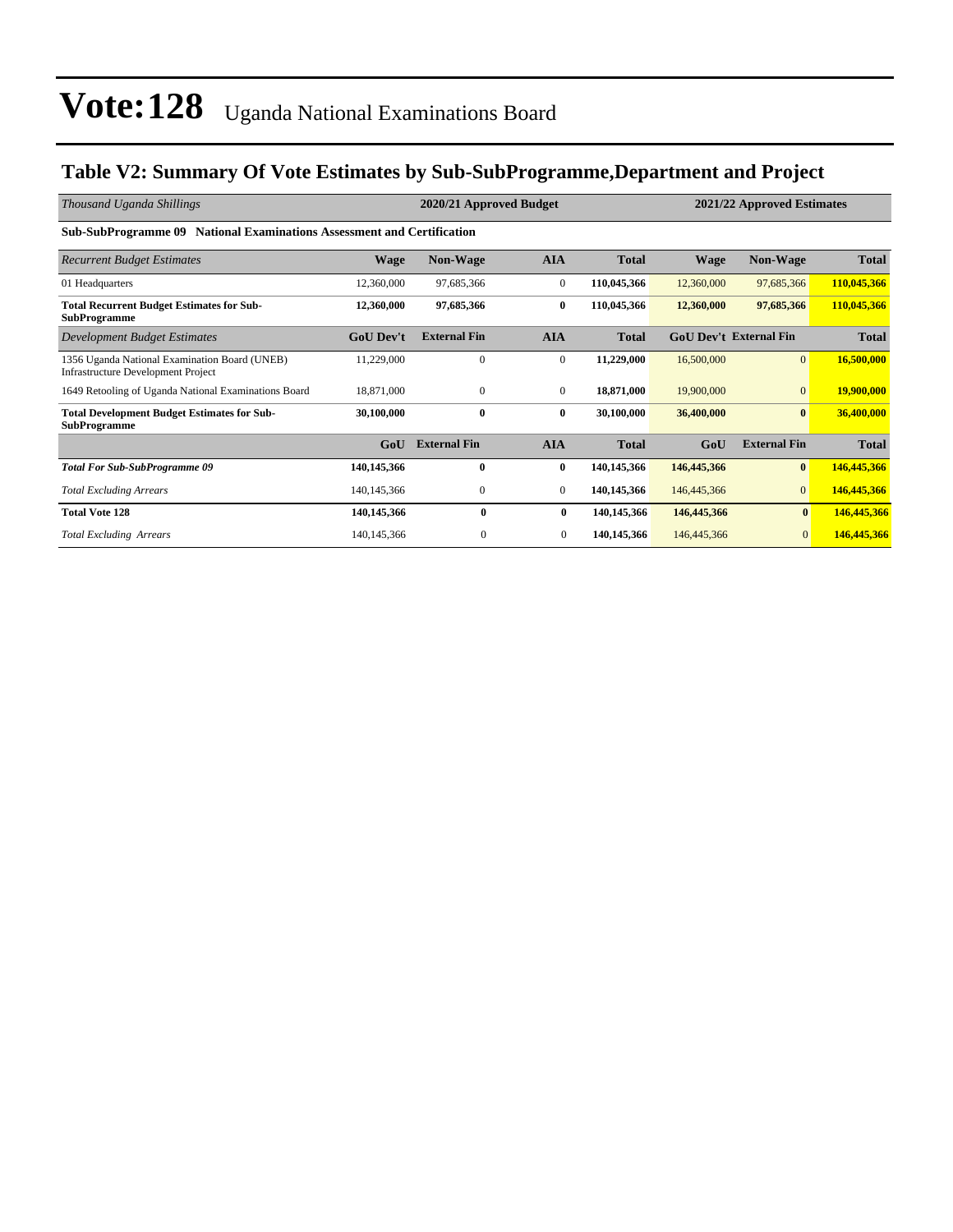# Vote:128 Uganda National Examinations Board

## Table V2: Summary Of Vote Estimates by Sub-SubProgramme,Department and Project

| *Thousand Uganda Shillings* | 2020/21 Approved Budget | | | | 2021/22 Approved Estimates | | |
|---|---|---|---|---|---|---|---|
| **Sub-SubProgramme 09 National Examinations Assessment and Certification** | | | | | | | |
| *Recurrent Budget Estimates* | **Wage** | **Non-Wage** | **AIA** | **Total** | **Wage** | **Non-Wage** | **Total** |
| 01 Headquarters | 12,360,000 | 97,685,366 | 0 | **110,045,366** | 12,360,000 | 97,685,366 | **110,045,366** |
| **Total Recurrent Budget Estimates for Sub-SubProgramme** | **12,360,000** | **97,685,366** | **0** | **110,045,366** | **12,360,000** | **97,685,366** | **110,045,366** |
| *Development Budget Estimates* | **GoU Dev't** | **External Fin** | **AIA** | **Total** | **GoU Dev't** | **External Fin** | **Total** |
| 1356 Uganda National Examination Board (UNEB) Infrastructure Development Project | 11,229,000 | 0 | 0 | **11,229,000** | 16,500,000 | 0 | **16,500,000** |
| 1649 Retooling of Uganda National Examinations Board | 18,871,000 | 0 | 0 | **18,871,000** | 19,900,000 | 0 | **19,900,000** |
| **Total Development Budget Estimates for Sub-SubProgramme** | **30,100,000** | **0** | **0** | **30,100,000** | **36,400,000** | **0** | **36,400,000** |
| | **GoU** | **External Fin** | **AIA** | **Total** | **GoU** | **External Fin** | **Total** |
| ***Total For Sub-SubProgramme 09*** | **140,145,366** | **0** | **0** | **140,145,366** | **146,445,366** | **0** | **146,445,366** |
| *Total Excluding Arrears* | 140,145,366 | 0 | 0 | **140,145,366** | 146,445,366 | 0 | **146,445,366** |
| **Total Vote 128** | **140,145,366** | **0** | **0** | **140,145,366** | **146,445,366** | **0** | **146,445,366** |
| *Total Excluding Arrears* | 140,145,366 | 0 | 0 | **140,145,366** | 146,445,366 | 0 | **146,445,366** |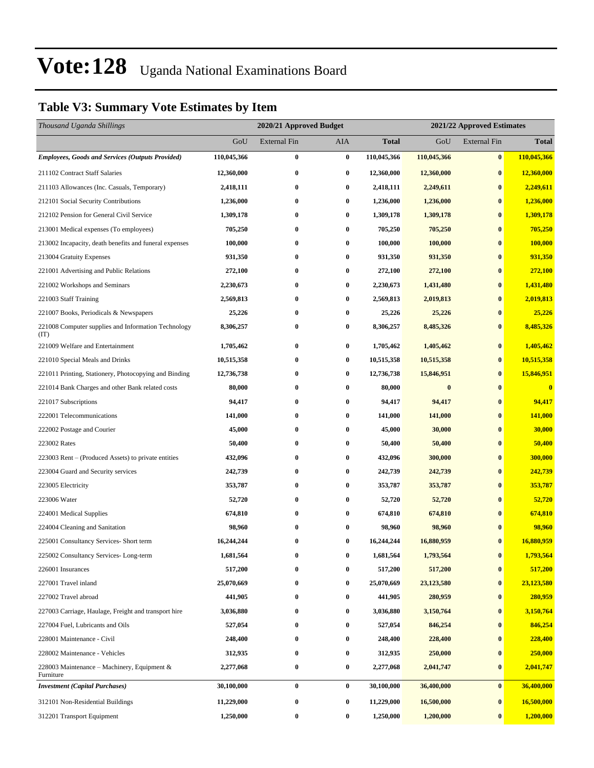# Vote:128 Uganda National Examinations Board

## Table V3: Summary Vote Estimates by Item

| *Thousand Uganda Shillings* | 2020/21 Approved Budget | | | | 2021/22 Approved Estimates | | |
|---|---|---|---|---|---|---|---|
| | GoU | External Fin | AIA | **Total** | GoU | External Fin | **Total** |
| ***Employees, Goods and Services (Outputs Provided)*** | **110,045,366** | **0** | **0** | **110,045,366** | **110,045,366** | **0** | **110,045,366** |
| 211102 Contract Staff Salaries | **12,360,000** | **0** | **0** | **12,360,000** | **12,360,000** | **0** | **12,360,000** |
| 211103 Allowances (Inc. Casuals, Temporary) | **2,418,111** | **0** | **0** | **2,418,111** | **2,249,611** | **0** | **2,249,611** |
| 212101 Social Security Contributions | **1,236,000** | **0** | **0** | **1,236,000** | **1,236,000** | **0** | **1,236,000** |
| 212102 Pension for General Civil Service | **1,309,178** | **0** | **0** | **1,309,178** | **1,309,178** | **0** | **1,309,178** |
| 213001 Medical expenses (To employees) | **705,250** | **0** | **0** | **705,250** | **705,250** | **0** | **705,250** |
| 213002 Incapacity, death benefits and funeral expenses | **100,000** | **0** | **0** | **100,000** | **100,000** | **0** | **100,000** |
| 213004 Gratuity Expenses | **931,350** | **0** | **0** | **931,350** | **931,350** | **0** | **931,350** |
| 221001 Advertising and Public Relations | **272,100** | **0** | **0** | **272,100** | **272,100** | **0** | **272,100** |
| 221002 Workshops and Seminars | **2,230,673** | **0** | **0** | **2,230,673** | **1,431,480** | **0** | **1,431,480** |
| 221003 Staff Training | **2,569,813** | **0** | **0** | **2,569,813** | **2,019,813** | **0** | **2,019,813** |
| 221007 Books, Periodicals & Newspapers | **25,226** | **0** | **0** | **25,226** | **25,226** | **0** | **25,226** |
| 221008 Computer supplies and Information Technology (IT) | **8,306,257** | **0** | **0** | **8,306,257** | **8,485,326** | **0** | **8,485,326** |
| 221009 Welfare and Entertainment | **1,705,462** | **0** | **0** | **1,705,462** | **1,405,462** | **0** | **1,405,462** |
| 221010 Special Meals and Drinks | **10,515,358** | **0** | **0** | **10,515,358** | **10,515,358** | **0** | **10,515,358** |
| 221011 Printing, Stationery, Photocopying and Binding | **12,736,738** | **0** | **0** | **12,736,738** | **15,846,951** | **0** | **15,846,951** |
| 221014 Bank Charges and other Bank related costs | **80,000** | **0** | **0** | **80,000** | **0** | **0** | **0** |
| 221017 Subscriptions | **94,417** | **0** | **0** | **94,417** | **94,417** | **0** | **94,417** |
| 222001 Telecommunications | **141,000** | **0** | **0** | **141,000** | **141,000** | **0** | **141,000** |
| 222002 Postage and Courier | **45,000** | **0** | **0** | **45,000** | **30,000** | **0** | **30,000** |
| 223002 Rates | **50,400** | **0** | **0** | **50,400** | **50,400** | **0** | **50,400** |
| 223003 Rent – (Produced Assets) to private entities | **432,096** | **0** | **0** | **432,096** | **300,000** | **0** | **300,000** |
| 223004 Guard and Security services | **242,739** | **0** | **0** | **242,739** | **242,739** | **0** | **242,739** |
| 223005 Electricity | **353,787** | **0** | **0** | **353,787** | **353,787** | **0** | **353,787** |
| 223006 Water | **52,720** | **0** | **0** | **52,720** | **52,720** | **0** | **52,720** |
| 224001 Medical Supplies | **674,810** | **0** | **0** | **674,810** | **674,810** | **0** | **674,810** |
| 224004 Cleaning and Sanitation | **98,960** | **0** | **0** | **98,960** | **98,960** | **0** | **98,960** |
| 225001 Consultancy Services- Short term | **16,244,244** | **0** | **0** | **16,244,244** | **16,880,959** | **0** | **16,880,959** |
| 225002 Consultancy Services- Long-term | **1,681,564** | **0** | **0** | **1,681,564** | **1,793,564** | **0** | **1,793,564** |
| 226001 Insurances | **517,200** | **0** | **0** | **517,200** | **517,200** | **0** | **517,200** |
| 227001 Travel inland | **25,070,669** | **0** | **0** | **25,070,669** | **23,123,580** | **0** | **23,123,580** |
| 227002 Travel abroad | **441,905** | **0** | **0** | **441,905** | **280,959** | **0** | **280,959** |
| 227003 Carriage, Haulage, Freight and transport hire | **3,036,880** | **0** | **0** | **3,036,880** | **3,150,764** | **0** | **3,150,764** |
| 227004 Fuel, Lubricants and Oils | **527,054** | **0** | **0** | **527,054** | **846,254** | **0** | **846,254** |
| 228001 Maintenance - Civil | **248,400** | **0** | **0** | **248,400** | **228,400** | **0** | **228,400** |
| 228002 Maintenance - Vehicles | **312,935** | **0** | **0** | **312,935** | **250,000** | **0** | **250,000** |
| 228003 Maintenance – Machinery, Equipment & Furniture | **2,277,068** | **0** | **0** | **2,277,068** | **2,041,747** | **0** | **2,041,747** |
| ***Investment (Capital Purchases)*** | **30,100,000** | **0** | **0** | **30,100,000** | **36,400,000** | **0** | **36,400,000** |
| 312101 Non-Residential Buildings | **11,229,000** | **0** | **0** | **11,229,000** | **16,500,000** | **0** | **16,500,000** |
| 312201 Transport Equipment | **1,250,000** | **0** | **0** | **1,250,000** | **1,200,000** | **0** | **1,200,000** |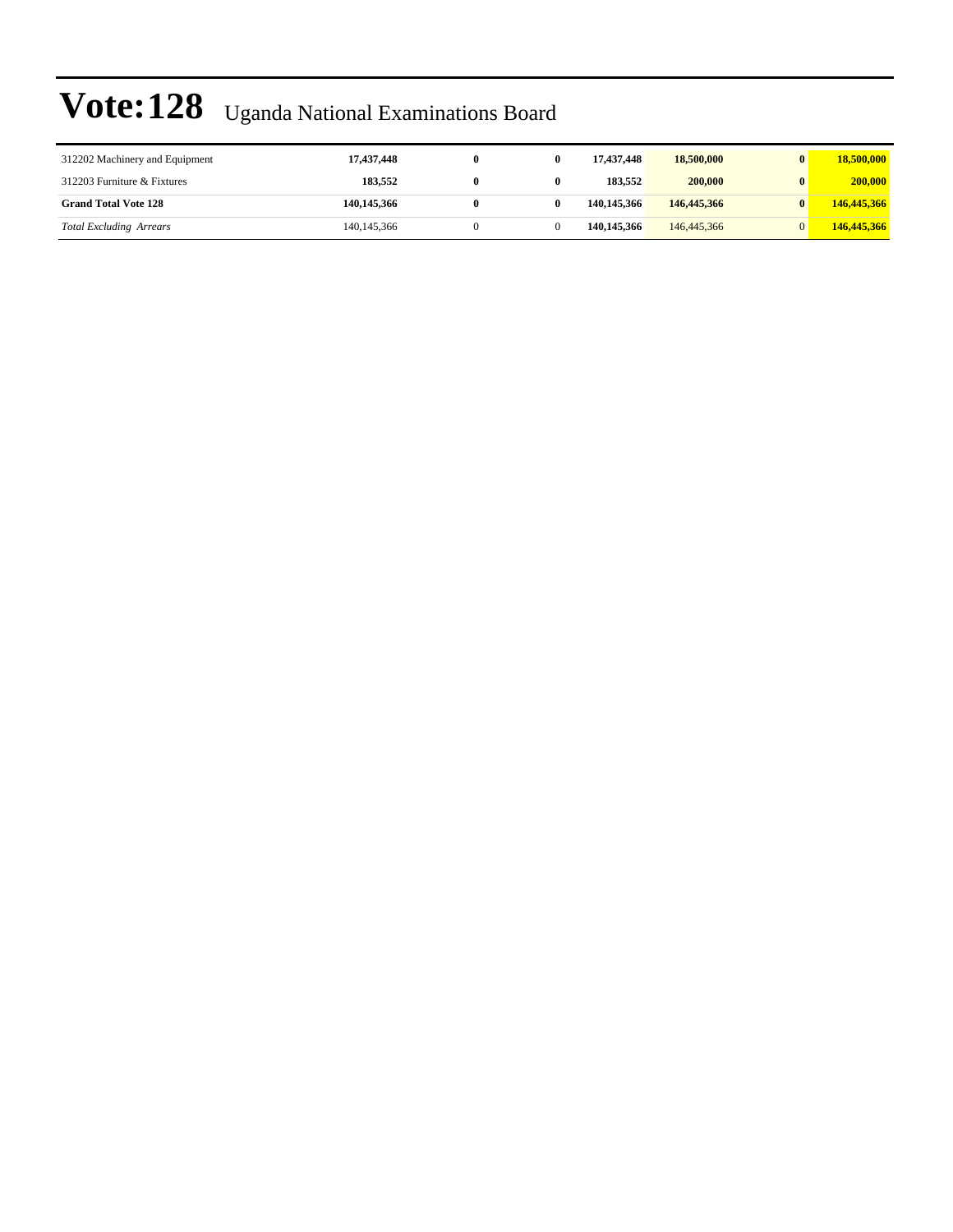# Vote:128 Uganda National Examinations Board

| | | | | | | | |
|---|---|---|---|---|---|---|---|
| 312202 Machinery and Equipment | **17,437,448** | **0** | **0** | **17,437,448** | **18,500,000** | **0** | **18,500,000** |
| 312203 Furniture & Fixtures | **183,552** | **0** | **0** | **183,552** | **200,000** | **0** | **200,000** |
| **Grand Total Vote 128** | **140,145,366** | **0** | **0** | **140,145,366** | **146,445,366** | **0** | **146,445,366** |
| *Total Excluding Arrears* | 140,145,366 | 0 | 0 | **140,145,366** | 146,445,366 | 0 | **146,445,366** |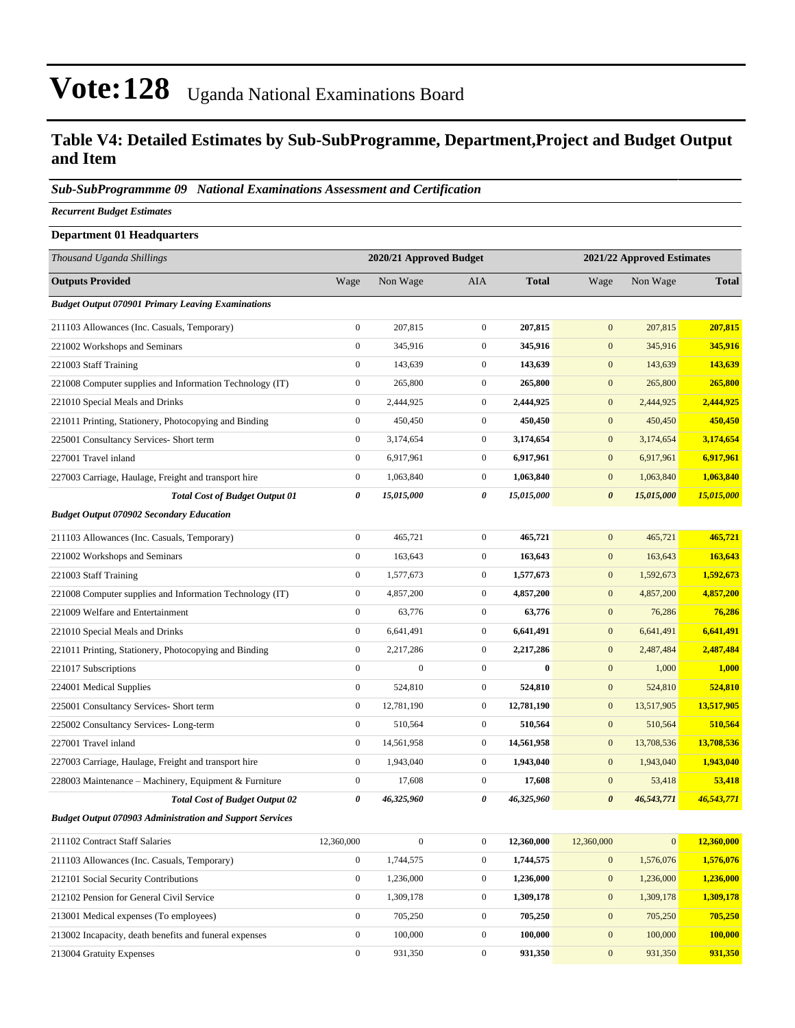# Vote:128 Uganda National Examinations Board

## Table V4: Detailed Estimates by Sub-SubProgramme, Department,Project and Budget Output and Item

### *Sub-SubProgrammme 09 National Examinations Assessment and Certification*

***Recurrent Budget Estimates***

**Department 01 Headquarters**

| *Thousand Uganda Shillings* | 2020/21 Approved Budget | | | | 2021/22 Approved Estimates | | |
|---|---|---|---|---|---|---|---|
| **Outputs Provided** | Wage | Non Wage | AIA | **Total** | Wage | Non Wage | **Total** |
| ***Budget Output 070901 Primary Leaving Examinations*** | | | | | | | |
| 211103 Allowances (Inc. Casuals, Temporary) | 0 | 207,815 | 0 | **207,815** | 0 | 207,815 | **207,815** |
| 221002 Workshops and Seminars | 0 | 345,916 | 0 | **345,916** | 0 | 345,916 | **345,916** |
| 221003 Staff Training | 0 | 143,639 | 0 | **143,639** | 0 | 143,639 | **143,639** |
| 221008 Computer supplies and Information Technology (IT) | 0 | 265,800 | 0 | **265,800** | 0 | 265,800 | **265,800** |
| 221010 Special Meals and Drinks | 0 | 2,444,925 | 0 | **2,444,925** | 0 | 2,444,925 | **2,444,925** |
| 221011 Printing, Stationery, Photocopying and Binding | 0 | 450,450 | 0 | **450,450** | 0 | 450,450 | **450,450** |
| 225001 Consultancy Services- Short term | 0 | 3,174,654 | 0 | **3,174,654** | 0 | 3,174,654 | **3,174,654** |
| 227001 Travel inland | 0 | 6,917,961 | 0 | **6,917,961** | 0 | 6,917,961 | **6,917,961** |
| 227003 Carriage, Haulage, Freight and transport hire | 0 | 1,063,840 | 0 | **1,063,840** | 0 | 1,063,840 | **1,063,840** |
| ***Total Cost of Budget Output 01*** | ***0*** | ***15,015,000*** | ***0*** | ***15,015,000*** | ***0*** | ***15,015,000*** | ***15,015,000*** |
| ***Budget Output 070902 Secondary Education*** | | | | | | | |
| 211103 Allowances (Inc. Casuals, Temporary) | 0 | 465,721 | 0 | **465,721** | 0 | 465,721 | **465,721** |
| 221002 Workshops and Seminars | 0 | 163,643 | 0 | **163,643** | 0 | 163,643 | **163,643** |
| 221003 Staff Training | 0 | 1,577,673 | 0 | **1,577,673** | 0 | 1,592,673 | **1,592,673** |
| 221008 Computer supplies and Information Technology (IT) | 0 | 4,857,200 | 0 | **4,857,200** | 0 | 4,857,200 | **4,857,200** |
| 221009 Welfare and Entertainment | 0 | 63,776 | 0 | **63,776** | 0 | 76,286 | **76,286** |
| 221010 Special Meals and Drinks | 0 | 6,641,491 | 0 | **6,641,491** | 0 | 6,641,491 | **6,641,491** |
| 221011 Printing, Stationery, Photocopying and Binding | 0 | 2,217,286 | 0 | **2,217,286** | 0 | 2,487,484 | **2,487,484** |
| 221017 Subscriptions | 0 | 0 | 0 | **0** | 0 | 1,000 | **1,000** |
| 224001 Medical Supplies | 0 | 524,810 | 0 | **524,810** | 0 | 524,810 | **524,810** |
| 225001 Consultancy Services- Short term | 0 | 12,781,190 | 0 | **12,781,190** | 0 | 13,517,905 | **13,517,905** |
| 225002 Consultancy Services- Long-term | 0 | 510,564 | 0 | **510,564** | 0 | 510,564 | **510,564** |
| 227001 Travel inland | 0 | 14,561,958 | 0 | **14,561,958** | 0 | 13,708,536 | **13,708,536** |
| 227003 Carriage, Haulage, Freight and transport hire | 0 | 1,943,040 | 0 | **1,943,040** | 0 | 1,943,040 | **1,943,040** |
| 228003 Maintenance – Machinery, Equipment & Furniture | 0 | 17,608 | 0 | **17,608** | 0 | 53,418 | **53,418** |
| ***Total Cost of Budget Output 02*** | ***0*** | ***46,325,960*** | ***0*** | ***46,325,960*** | ***0*** | ***46,543,771*** | ***46,543,771*** |
| ***Budget Output 070903 Administration and Support Services*** | | | | | | | |
| 211102 Contract Staff Salaries | 12,360,000 | 0 | 0 | **12,360,000** | 12,360,000 | 0 | **12,360,000** |
| 211103 Allowances (Inc. Casuals, Temporary) | 0 | 1,744,575 | 0 | **1,744,575** | 0 | 1,576,076 | **1,576,076** |
| 212101 Social Security Contributions | 0 | 1,236,000 | 0 | **1,236,000** | 0 | 1,236,000 | **1,236,000** |
| 212102 Pension for General Civil Service | 0 | 1,309,178 | 0 | **1,309,178** | 0 | 1,309,178 | **1,309,178** |
| 213001 Medical expenses (To employees) | 0 | 705,250 | 0 | **705,250** | 0 | 705,250 | **705,250** |
| 213002 Incapacity, death benefits and funeral expenses | 0 | 100,000 | 0 | **100,000** | 0 | 100,000 | **100,000** |
| 213004 Gratuity Expenses | 0 | 931,350 | 0 | **931,350** | 0 | 931,350 | **931,350** |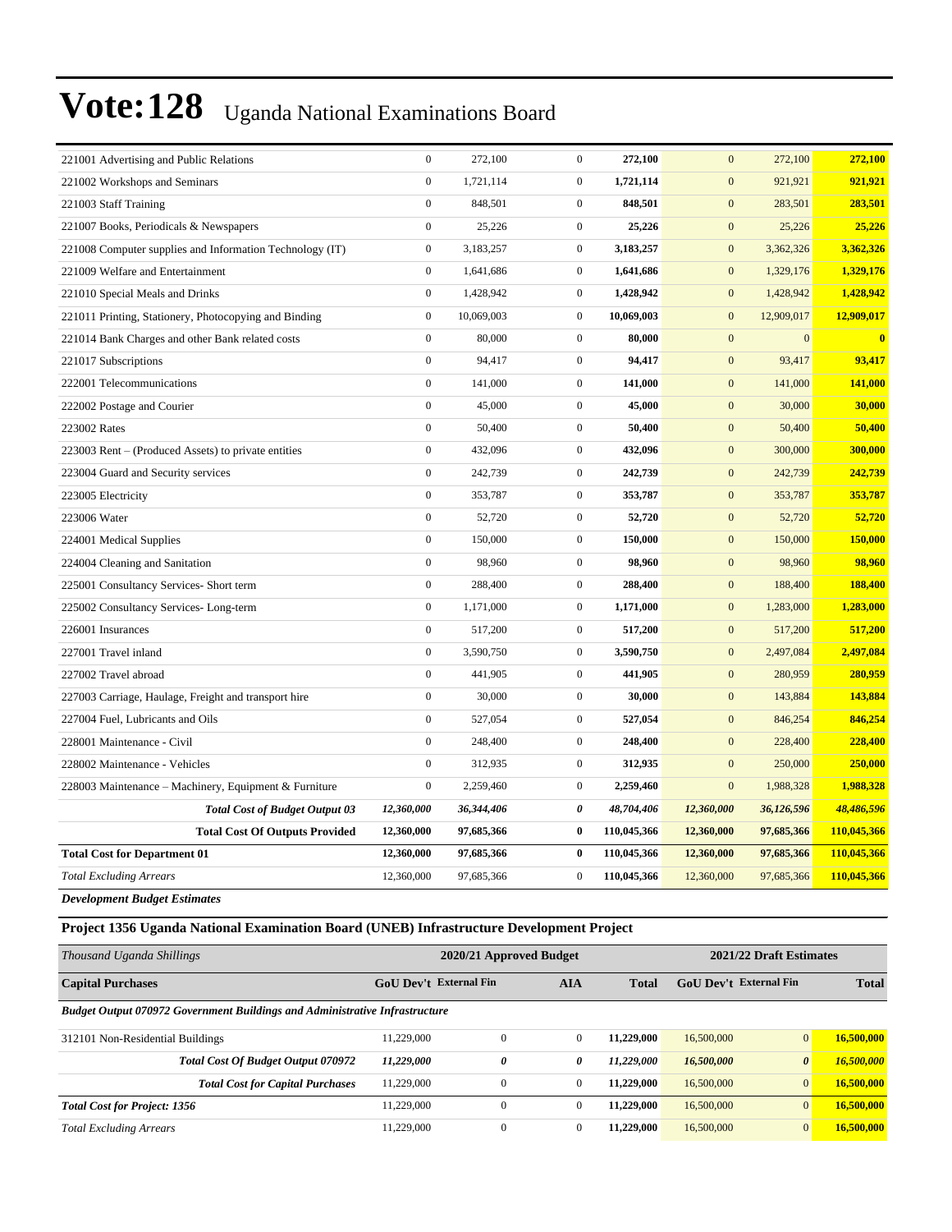# Vote:128 Uganda National Examinations Board

| | | | | | | | |
|---|---|---|---|---|---|---|---|
| 221001 Advertising and Public Relations | 0 | 272,100 | 0 | **272,100** | 0 | 272,100 | **272,100** |
| 221002 Workshops and Seminars | 0 | 1,721,114 | 0 | **1,721,114** | 0 | 921,921 | **921,921** |
| 221003 Staff Training | 0 | 848,501 | 0 | **848,501** | 0 | 283,501 | **283,501** |
| 221007 Books, Periodicals & Newspapers | 0 | 25,226 | 0 | **25,226** | 0 | 25,226 | **25,226** |
| 221008 Computer supplies and Information Technology (IT) | 0 | 3,183,257 | 0 | **3,183,257** | 0 | 3,362,326 | **3,362,326** |
| 221009 Welfare and Entertainment | 0 | 1,641,686 | 0 | **1,641,686** | 0 | 1,329,176 | **1,329,176** |
| 221010 Special Meals and Drinks | 0 | 1,428,942 | 0 | **1,428,942** | 0 | 1,428,942 | **1,428,942** |
| 221011 Printing, Stationery, Photocopying and Binding | 0 | 10,069,003 | 0 | **10,069,003** | 0 | 12,909,017 | **12,909,017** |
| 221014 Bank Charges and other Bank related costs | 0 | 80,000 | 0 | **80,000** | 0 | 0 | **0** |
| 221017 Subscriptions | 0 | 94,417 | 0 | **94,417** | 0 | 93,417 | **93,417** |
| 222001 Telecommunications | 0 | 141,000 | 0 | **141,000** | 0 | 141,000 | **141,000** |
| 222002 Postage and Courier | 0 | 45,000 | 0 | **45,000** | 0 | 30,000 | **30,000** |
| 223002 Rates | 0 | 50,400 | 0 | **50,400** | 0 | 50,400 | **50,400** |
| 223003 Rent – (Produced Assets) to private entities | 0 | 432,096 | 0 | **432,096** | 0 | 300,000 | **300,000** |
| 223004 Guard and Security services | 0 | 242,739 | 0 | **242,739** | 0 | 242,739 | **242,739** |
| 223005 Electricity | 0 | 353,787 | 0 | **353,787** | 0 | 353,787 | **353,787** |
| 223006 Water | 0 | 52,720 | 0 | **52,720** | 0 | 52,720 | **52,720** |
| 224001 Medical Supplies | 0 | 150,000 | 0 | **150,000** | 0 | 150,000 | **150,000** |
| 224004 Cleaning and Sanitation | 0 | 98,960 | 0 | **98,960** | 0 | 98,960 | **98,960** |
| 225001 Consultancy Services- Short term | 0 | 288,400 | 0 | **288,400** | 0 | 188,400 | **188,400** |
| 225002 Consultancy Services- Long-term | 0 | 1,171,000 | 0 | **1,171,000** | 0 | 1,283,000 | **1,283,000** |
| 226001 Insurances | 0 | 517,200 | 0 | **517,200** | 0 | 517,200 | **517,200** |
| 227001 Travel inland | 0 | 3,590,750 | 0 | **3,590,750** | 0 | 2,497,084 | **2,497,084** |
| 227002 Travel abroad | 0 | 441,905 | 0 | **441,905** | 0 | 280,959 | **280,959** |
| 227003 Carriage, Haulage, Freight and transport hire | 0 | 30,000 | 0 | **30,000** | 0 | 143,884 | **143,884** |
| 227004 Fuel, Lubricants and Oils | 0 | 527,054 | 0 | **527,054** | 0 | 846,254 | **846,254** |
| 228001 Maintenance - Civil | 0 | 248,400 | 0 | **248,400** | 0 | 228,400 | **228,400** |
| 228002 Maintenance - Vehicles | 0 | 312,935 | 0 | **312,935** | 0 | 250,000 | **250,000** |
| 228003 Maintenance – Machinery, Equipment & Furniture | 0 | 2,259,460 | 0 | **2,259,460** | 0 | 1,988,328 | **1,988,328** |
| ***Total Cost of Budget Output 03*** | ***12,360,000*** | ***36,344,406*** | ***0*** | ***48,704,406*** | ***12,360,000*** | ***36,126,596*** | ***48,486,596*** |
| **Total Cost Of Outputs Provided** | **12,360,000** | **97,685,366** | **0** | **110,045,366** | **12,360,000** | **97,685,366** | **110,045,366** |
| **Total Cost for Department 01** | **12,360,000** | **97,685,366** | **0** | **110,045,366** | **12,360,000** | **97,685,366** | **110,045,366** |
| *Total Excluding Arrears* | 12,360,000 | 97,685,366 | 0 | **110,045,366** | 12,360,000 | 97,685,366 | **110,045,366** |

***Development Budget Estimates***

**Project 1356 Uganda National Examination Board (UNEB) Infrastructure Development Project**

| *Thousand Uganda Shillings* | 2020/21 Approved Budget | | | | 2021/22 Draft Estimates | | |
|---|---|---|---|---|---|---|---|
| **Capital Purchases** | **GoU Dev't** | **External Fin** | **AIA** | **Total** | **GoU Dev't** | **External Fin** | **Total** |
| ***Budget Output 070972 Government Buildings and Administrative Infrastructure*** | | | | | | | |
| 312101 Non-Residential Buildings | 11,229,000 | 0 | 0 | **11,229,000** | 16,500,000 | 0 | **16,500,000** |
| ***Total Cost Of Budget Output 070972*** | ***11,229,000*** | ***0*** | ***0*** | ***11,229,000*** | ***16,500,000*** | ***0*** | ***16,500,000*** |
| ***Total Cost for Capital Purchases*** | 11,229,000 | 0 | 0 | **11,229,000** | 16,500,000 | 0 | **16,500,000** |
| ***Total Cost for Project: 1356*** | 11,229,000 | 0 | 0 | **11,229,000** | 16,500,000 | 0 | **16,500,000** |
| *Total Excluding Arrears* | 11,229,000 | 0 | 0 | **11,229,000** | 16,500,000 | 0 | **16,500,000** |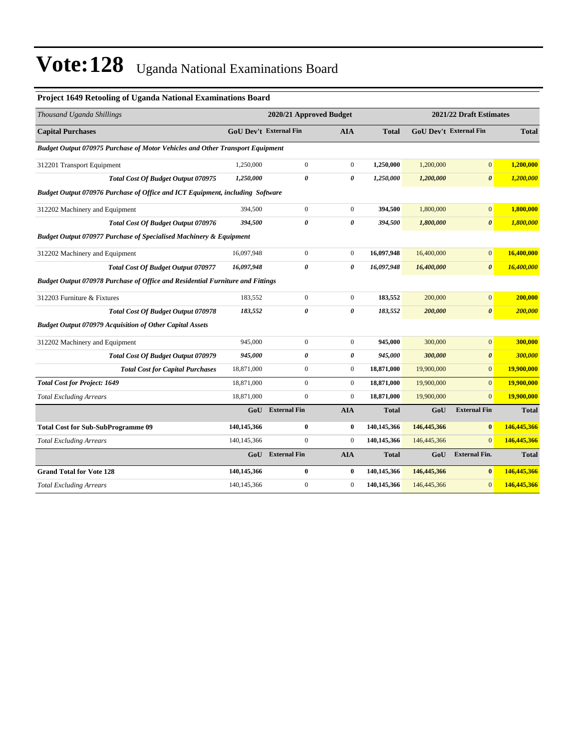# Vote:128 Uganda National Examinations Board

**Project 1649 Retooling of Uganda National Examinations Board**

| *Thousand Uganda Shillings* | 2020/21 Approved Budget | | | | 2021/22 Draft Estimates | | |
|---|---|---|---|---|---|---|---|
| **Capital Purchases** | **GoU Dev't** | **External Fin** | **AIA** | **Total** | **GoU Dev't** | **External Fin** | **Total** |
| ***Budget Output 070975 Purchase of Motor Vehicles and Other Transport Equipment*** | | | | | | | |
| 312201 Transport Equipment | 1,250,000 | 0 | 0 | **1,250,000** | 1,200,000 | 0 | **1,200,000** |
| ***Total Cost Of Budget Output 070975*** | ***1,250,000*** | ***0*** | ***0*** | ***1,250,000*** | ***1,200,000*** | ***0*** | ***1,200,000*** |
| ***Budget Output 070976 Purchase of Office and ICT Equipment, including Software*** | | | | | | | |
| 312202 Machinery and Equipment | 394,500 | 0 | 0 | **394,500** | 1,800,000 | 0 | **1,800,000** |
| ***Total Cost Of Budget Output 070976*** | ***394,500*** | ***0*** | ***0*** | ***394,500*** | ***1,800,000*** | ***0*** | ***1,800,000*** |
| ***Budget Output 070977 Purchase of Specialised Machinery & Equipment*** | | | | | | | |
| 312202 Machinery and Equipment | 16,097,948 | 0 | 0 | **16,097,948** | 16,400,000 | 0 | **16,400,000** |
| ***Total Cost Of Budget Output 070977*** | ***16,097,948*** | ***0*** | ***0*** | ***16,097,948*** | ***16,400,000*** | ***0*** | ***16,400,000*** |
| ***Budget Output 070978 Purchase of Office and Residential Furniture and Fittings*** | | | | | | | |
| 312203 Furniture & Fixtures | 183,552 | 0 | 0 | **183,552** | 200,000 | 0 | **200,000** |
| ***Total Cost Of Budget Output 070978*** | ***183,552*** | ***0*** | ***0*** | ***183,552*** | ***200,000*** | ***0*** | ***200,000*** |
| ***Budget Output 070979 Acquisition of Other Capital Assets*** | | | | | | | |
| 312202 Machinery and Equipment | 945,000 | 0 | 0 | **945,000** | 300,000 | 0 | **300,000** |
| ***Total Cost Of Budget Output 070979*** | ***945,000*** | ***0*** | ***0*** | ***945,000*** | ***300,000*** | ***0*** | ***300,000*** |
| ***Total Cost for Capital Purchases*** | 18,871,000 | 0 | 0 | **18,871,000** | 19,900,000 | 0 | **19,900,000** |
| ***Total Cost for Project: 1649*** | 18,871,000 | 0 | 0 | **18,871,000** | 19,900,000 | 0 | **19,900,000** |
| *Total Excluding Arrears* | 18,871,000 | 0 | 0 | **18,871,000** | 19,900,000 | 0 | **19,900,000** |
| | **GoU** | **External Fin** | **AIA** | **Total** | **GoU** | **External Fin** | **Total** |
| **Total Cost for Sub-SubProgramme 09** | **140,145,366** | **0** | **0** | **140,145,366** | **146,445,366** | **0** | **146,445,366** |
| *Total Excluding Arrears* | 140,145,366 | 0 | 0 | **140,145,366** | 146,445,366 | 0 | **146,445,366** |
| | **GoU** | **External Fin** | **AIA** | **Total** | **GoU** | **External Fin.** | **Total** |
| **Grand Total for Vote 128** | **140,145,366** | **0** | **0** | **140,145,366** | **146,445,366** | **0** | **146,445,366** |
| *Total Excluding Arrears* | 140,145,366 | 0 | 0 | **140,145,366** | 146,445,366 | 0 | **146,445,366** |